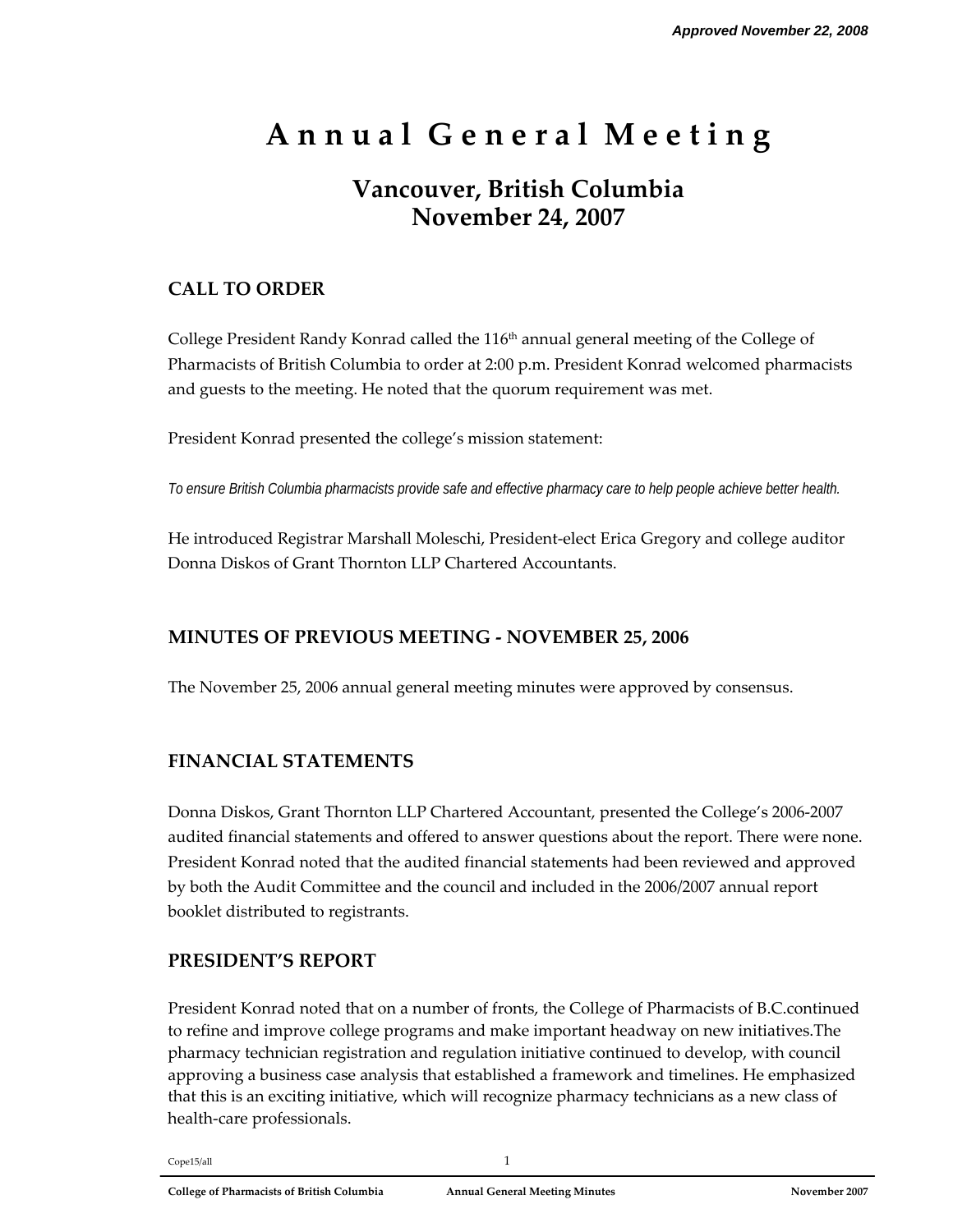*Approved November 22, 2008*

# Annual General Meeting

## Vancouver, British Columbia
## November 24, 2007

### CALL TO ORDER

College President Randy Konrad called the 116th annual general meeting of the College of Pharmacists of British Columbia to order at 2:00 p.m. President Konrad welcomed pharmacists and guests to the meeting. He noted that the quorum requirement was met.

President Konrad presented the college's mission statement:

*To ensure British Columbia pharmacists provide safe and effective pharmacy care to help people achieve better health.*

He introduced Registrar Marshall Moleschi, President-elect Erica Gregory and college auditor Donna Diskos of Grant Thornton LLP Chartered Accountants.

### MINUTES OF PREVIOUS MEETING - NOVEMBER 25, 2006

The November 25, 2006 annual general meeting minutes were approved by consensus.

### FINANCIAL STATEMENTS

Donna Diskos, Grant Thornton LLP Chartered Accountant, presented the College's 2006-2007 audited financial statements and offered to answer questions about the report. There were none. President Konrad noted that the audited financial statements had been reviewed and approved by both the Audit Committee and the council and included in the 2006/2007 annual report booklet distributed to registrants.

### PRESIDENT'S REPORT

President Konrad noted that on a number of fronts, the College of Pharmacists of B.C.continued to refine and improve college programs and make important headway on new initiatives.The pharmacy technician registration and regulation initiative continued to develop, with council approving a business case analysis that established a framework and timelines. He emphasized that this is an exciting initiative, which will recognize pharmacy technicians as a new class of health-care professionals.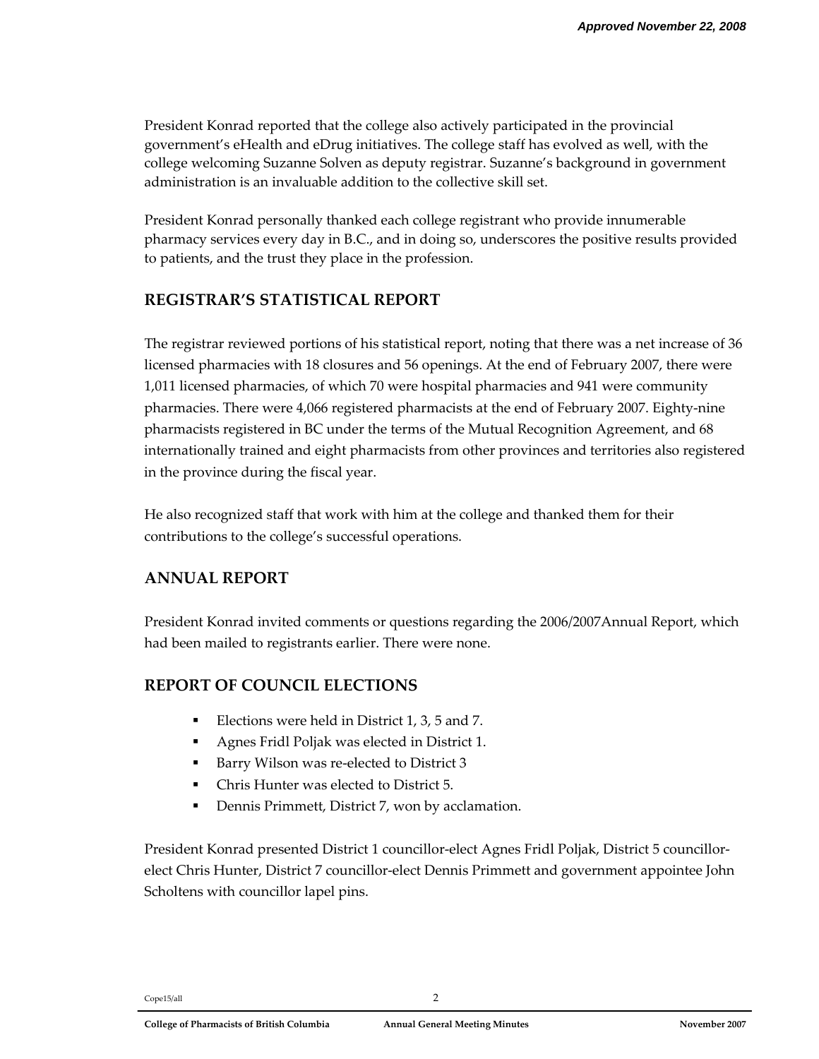President Konrad reported that the college also actively participated in the provincial government's eHealth and eDrug initiatives. The college staff has evolved as well, with the college welcoming Suzanne Solven as deputy registrar. Suzanne's background in government administration is an invaluable addition to the collective skill set.

President Konrad personally thanked each college registrant who provide innumerable pharmacy services every day in B.C., and in doing so, underscores the positive results provided to patients, and the trust they place in the profession.

## REGISTRAR'S STATISTICAL REPORT

The registrar reviewed portions of his statistical report, noting that there was a net increase of 36 licensed pharmacies with 18 closures and 56 openings. At the end of February 2007, there were 1,011 licensed pharmacies, of which 70 were hospital pharmacies and 941 were community pharmacies. There were 4,066 registered pharmacists at the end of February 2007. Eighty-nine pharmacists registered in BC under the terms of the Mutual Recognition Agreement, and 68 internationally trained and eight pharmacists from other provinces and territories also registered in the province during the fiscal year.

He also recognized staff that work with him at the college and thanked them for their contributions to the college's successful operations.

## ANNUAL REPORT

President Konrad invited comments or questions regarding the 2006/2007Annual Report, which had been mailed to registrants earlier. There were none.

## REPORT OF COUNCIL ELECTIONS

- Elections were held in District 1, 3, 5 and 7.
- Agnes Fridl Poljak was elected in District 1.
- Barry Wilson was re-elected to District 3
- Chris Hunter was elected to District 5.
- Dennis Primmett, District 7, won by acclamation.

President Konrad presented District 1 councillor-elect Agnes Fridl Poljak, District 5 councillor-elect Chris Hunter, District 7 councillor-elect Dennis Primmett and government appointee John Scholtens with councillor lapel pins.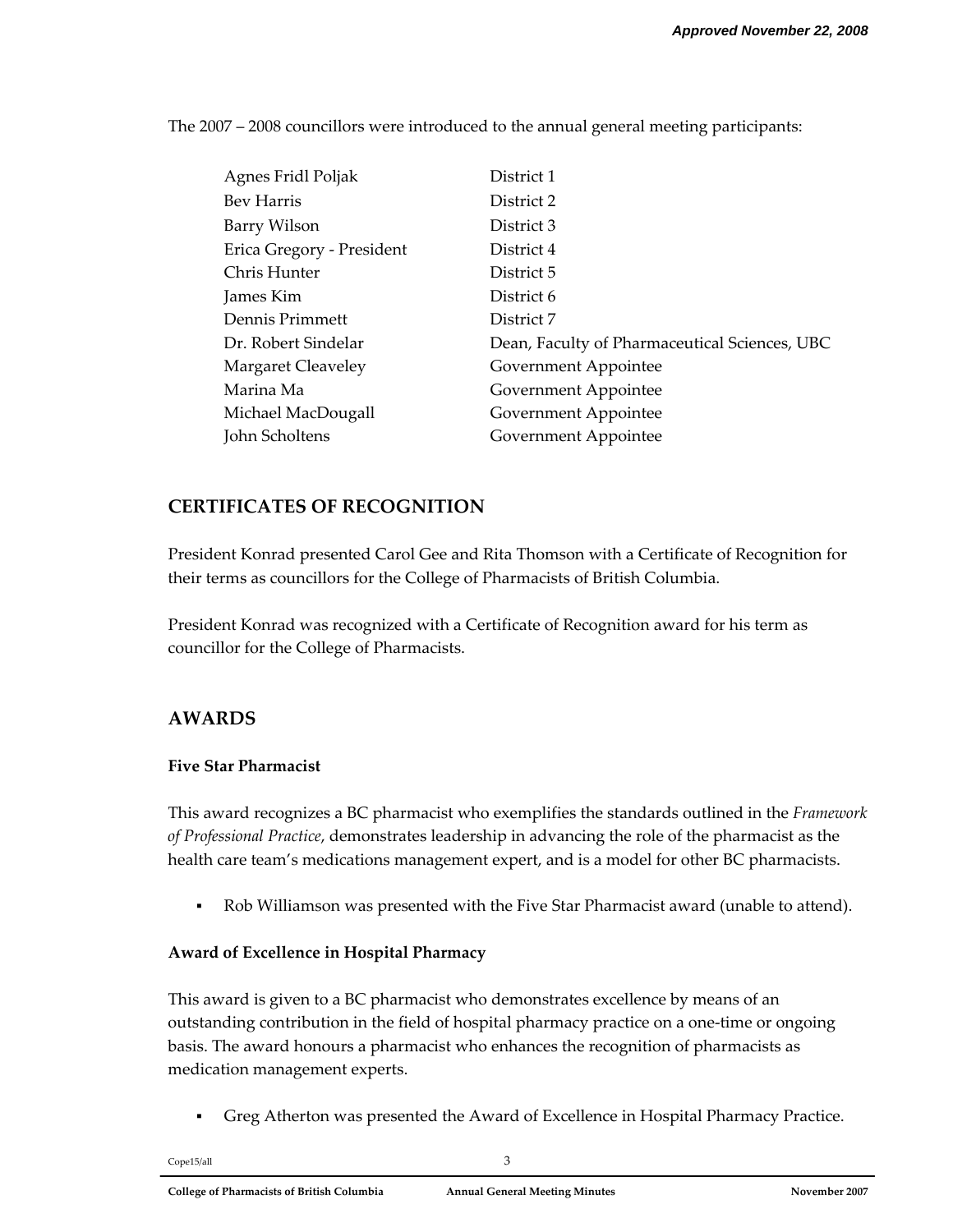The 2007 – 2008 councillors were introduced to the annual general meeting participants:

| | |
|---|---|
| Agnes Fridl Poljak | District 1 |
| Bev Harris | District 2 |
| Barry Wilson | District 3 |
| Erica Gregory - President | District 4 |
| Chris Hunter | District 5 |
| James Kim | District 6 |
| Dennis Primmett | District 7 |
| Dr. Robert Sindelar | Dean, Faculty of Pharmaceutical Sciences, UBC |
| Margaret Cleaveley | Government Appointee |
| Marina Ma | Government Appointee |
| Michael MacDougall | Government Appointee |
| John Scholtens | Government Appointee |

## CERTIFICATES OF RECOGNITION

President Konrad presented Carol Gee and Rita Thomson with a Certificate of Recognition for their terms as councillors for the College of Pharmacists of British Columbia.

President Konrad was recognized with a Certificate of Recognition award for his term as councillor for the College of Pharmacists.

## AWARDS

### Five Star Pharmacist

This award recognizes a BC pharmacist who exemplifies the standards outlined in the *Framework of Professional Practice*, demonstrates leadership in advancing the role of the pharmacist as the health care team's medications management expert, and is a model for other BC pharmacists.

- Rob Williamson was presented with the Five Star Pharmacist award (unable to attend).

### Award of Excellence in Hospital Pharmacy

This award is given to a BC pharmacist who demonstrates excellence by means of an outstanding contribution in the field of hospital pharmacy practice on a one-time or ongoing basis. The award honours a pharmacist who enhances the recognition of pharmacists as medication management experts.

- Greg Atherton was presented the Award of Excellence in Hospital Pharmacy Practice.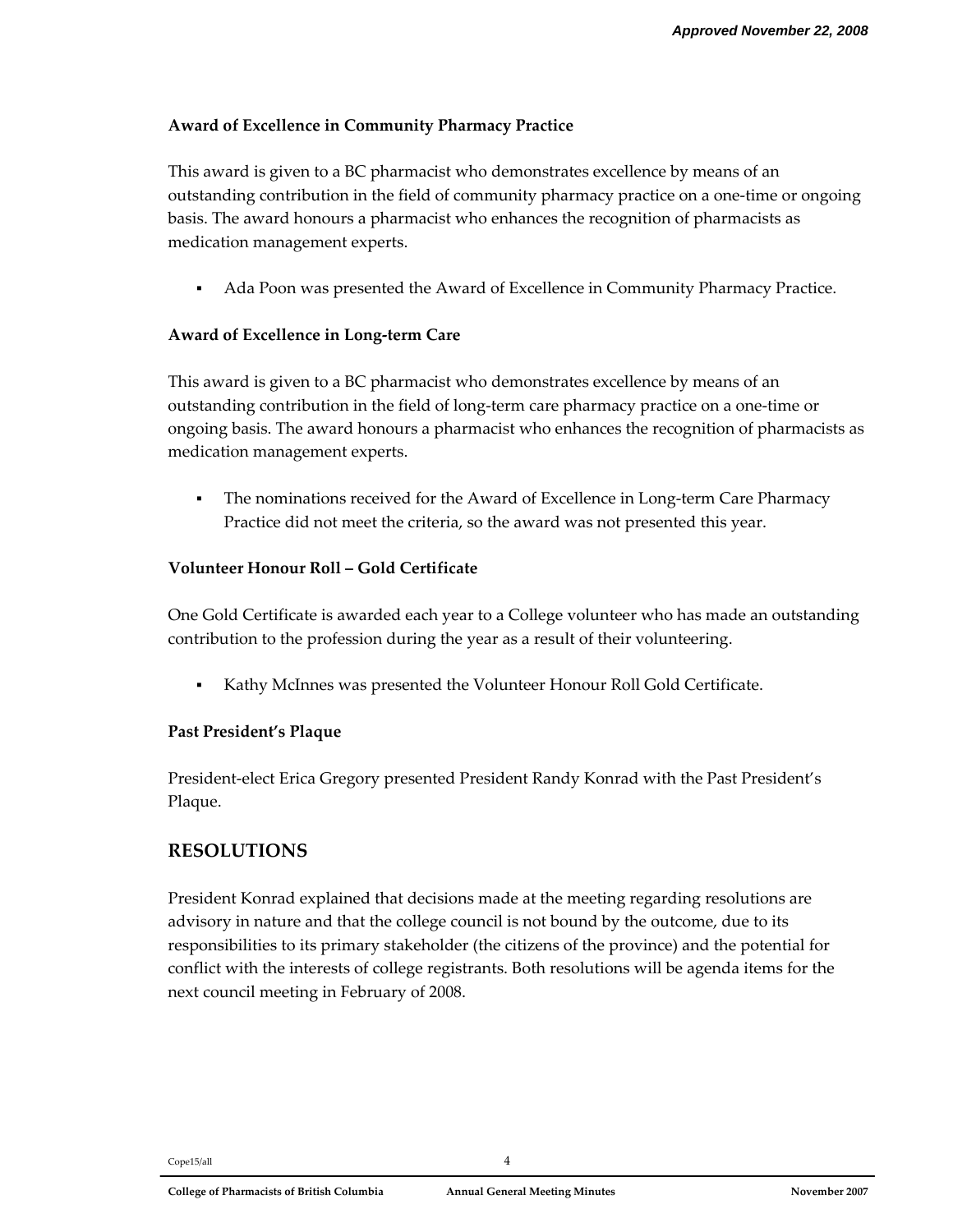### Award of Excellence in Community Pharmacy Practice

This award is given to a BC pharmacist who demonstrates excellence by means of an outstanding contribution in the field of community pharmacy practice on a one-time or ongoing basis. The award honours a pharmacist who enhances the recognition of pharmacists as medication management experts.

- Ada Poon was presented the Award of Excellence in Community Pharmacy Practice.

### Award of Excellence in Long-term Care

This award is given to a BC pharmacist who demonstrates excellence by means of an outstanding contribution in the field of long-term care pharmacy practice on a one-time or ongoing basis. The award honours a pharmacist who enhances the recognition of pharmacists as medication management experts.

- The nominations received for the Award of Excellence in Long-term Care Pharmacy Practice did not meet the criteria, so the award was not presented this year.

### Volunteer Honour Roll – Gold Certificate

One Gold Certificate is awarded each year to a College volunteer who has made an outstanding contribution to the profession during the year as a result of their volunteering.

- Kathy McInnes was presented the Volunteer Honour Roll Gold Certificate.

### Past President's Plaque

President-elect Erica Gregory presented President Randy Konrad with the Past President's Plaque.

## RESOLUTIONS

President Konrad explained that decisions made at the meeting regarding resolutions are advisory in nature and that the college council is not bound by the outcome, due to its responsibilities to its primary stakeholder (the citizens of the province) and the potential for conflict with the interests of college registrants. Both resolutions will be agenda items for the next council meeting in February of 2008.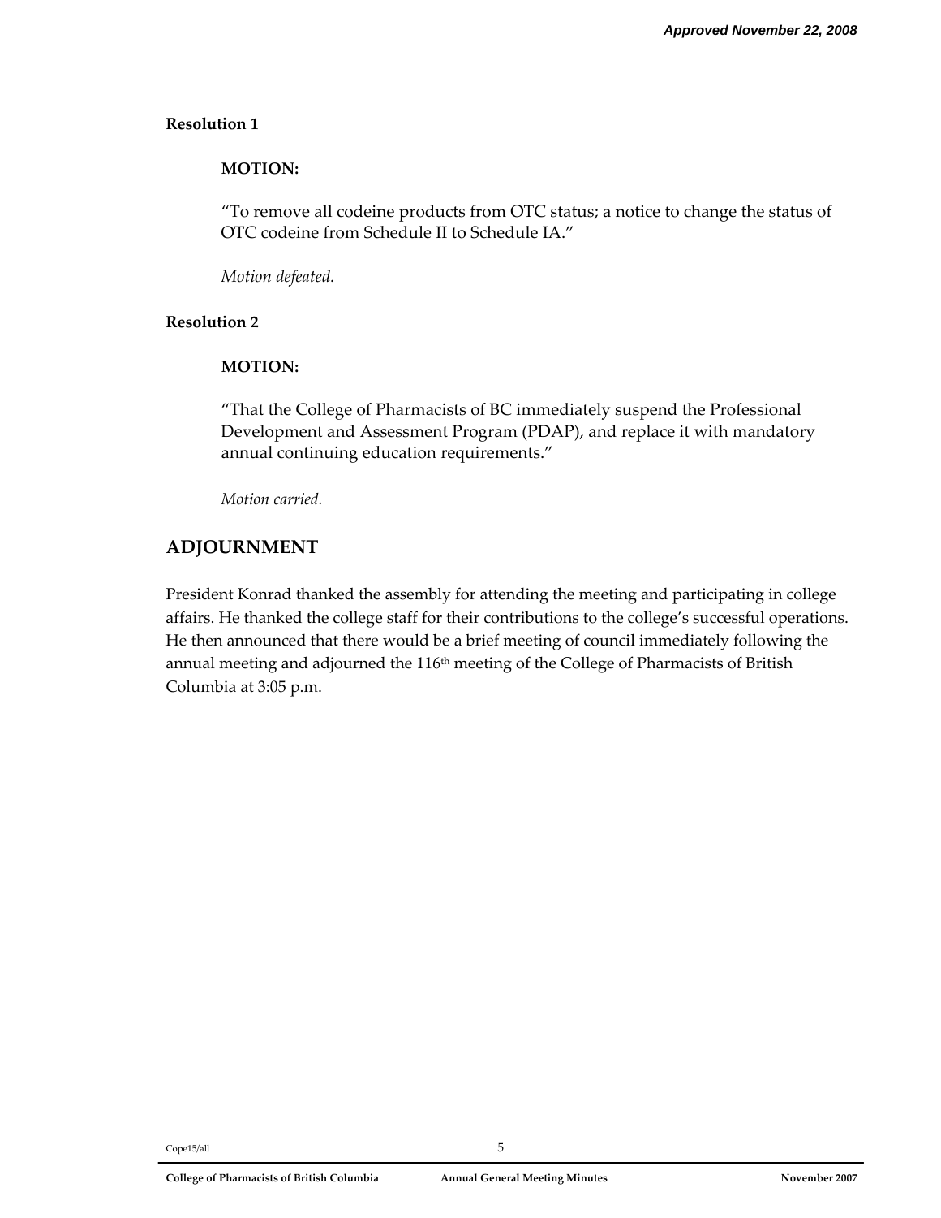**Resolution 1**

**MOTION:**

"To remove all codeine products from OTC status; a notice to change the status of OTC codeine from Schedule II to Schedule IA."

*Motion defeated.*

**Resolution 2**

**MOTION:**

"That the College of Pharmacists of BC immediately suspend the Professional Development and Assessment Program (PDAP), and replace it with mandatory annual continuing education requirements."

*Motion carried.*

## ADJOURNMENT

President Konrad thanked the assembly for attending the meeting and participating in college affairs. He thanked the college staff for their contributions to the college's successful operations. He then announced that there would be a brief meeting of council immediately following the annual meeting and adjourned the 116th meeting of the College of Pharmacists of British Columbia at 3:05 p.m.